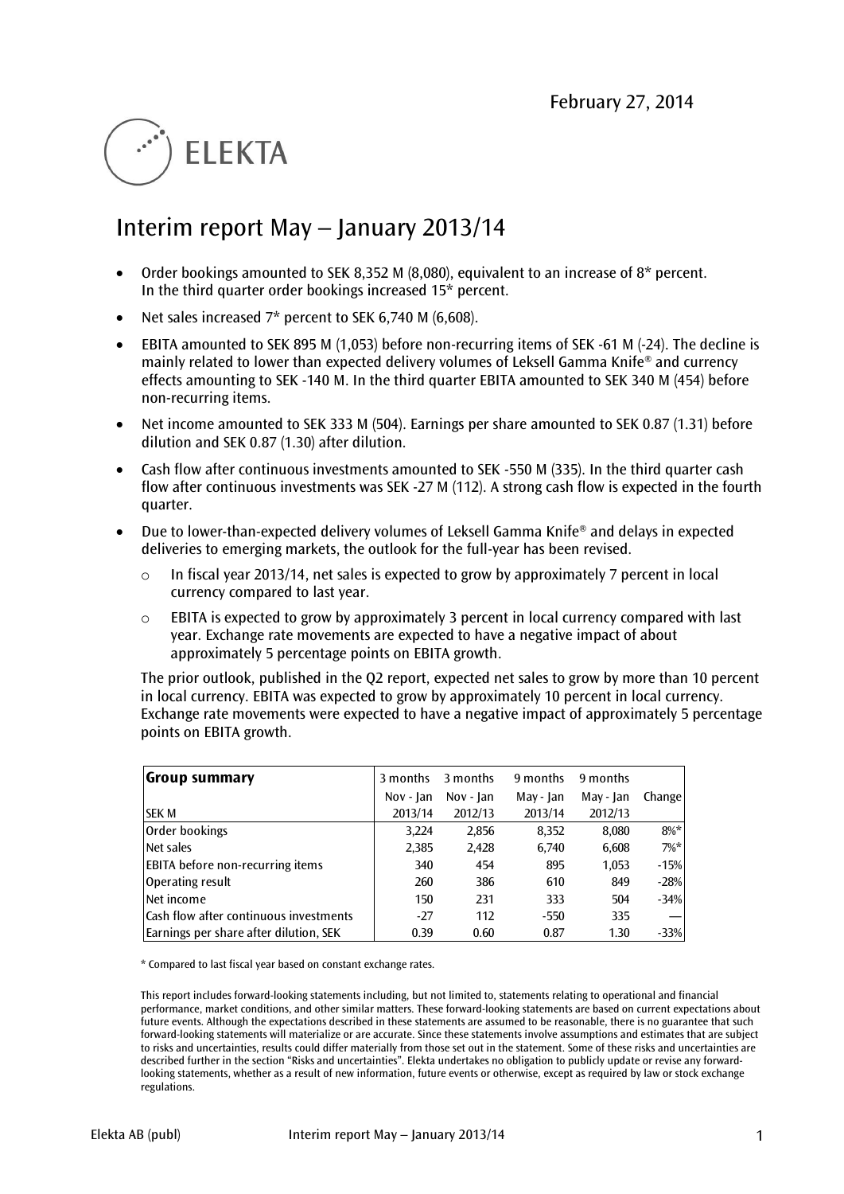February 27, 2014

ELEKTA

# Interim report May – January 2013/14

- Order bookings amounted to SEK 8,352 M (8,080), equivalent to an increase of 8* percent. In the third quarter order bookings increased 15* percent.
- Net sales increased 7* percent to SEK 6,740 M (6,608).
- EBITA amounted to SEK 895 M (1,053) before non-recurring items of SEK -61 M (-24). The decline is mainly related to lower than expected delivery volumes of Leksell Gamma Knife® and currency effects amounting to SEK -140 M. In the third quarter EBITA amounted to SEK 340 M (454) before non-recurring items.
- Net income amounted to SEK 333 M (504). Earnings per share amounted to SEK 0.87 (1.31) before dilution and SEK 0.87 (1.30) after dilution.
- Cash flow after continuous investments amounted to SEK -550 M (335). In the third quarter cash flow after continuous investments was SEK -27 M (112). A strong cash flow is expected in the fourth quarter.
- Due to lower-than-expected delivery volumes of Leksell Gamma Knife® and delays in expected deliveries to emerging markets, the outlook for the full-year has been revised.
  - In fiscal year 2013/14, net sales is expected to grow by approximately 7 percent in local currency compared to last year.
  - EBITA is expected to grow by approximately 3 percent in local currency compared with last year. Exchange rate movements are expected to have a negative impact of about approximately 5 percentage points on EBITA growth.

  The prior outlook, published in the Q2 report, expected net sales to grow by more than 10 percent in local currency. EBITA was expected to grow by approximately 10 percent in local currency. Exchange rate movements were expected to have a negative impact of approximately 5 percentage points on EBITA growth.

| **Group summary** | 3 months | 3 months | 9 months | 9 months | |
|---|---|---|---|---|---|
| | Nov - Jan | Nov - Jan | May - Jan | May - Jan | Change |
| SEK M | 2013/14 | 2012/13 | 2013/14 | 2012/13 | |
| Order bookings | 3,224 | 2,856 | 8,352 | 8,080 | 8%* |
| Net sales | 2,385 | 2,428 | 6,740 | 6,608 | 7%* |
| EBITA before non-recurring items | 340 | 454 | 895 | 1,053 | -15% |
| Operating result | 260 | 386 | 610 | 849 | -28% |
| Net income | 150 | 231 | 333 | 504 | -34% |
| Cash flow after continuous investments | -27 | 112 | -550 | 335 | — |
| Earnings per share after dilution, SEK | 0.39 | 0.60 | 0.87 | 1.30 | -33% |

* Compared to last fiscal year based on constant exchange rates.

This report includes forward-looking statements including, but not limited to, statements relating to operational and financial performance, market conditions, and other similar matters. These forward-looking statements are based on current expectations about future events. Although the expectations described in these statements are assumed to be reasonable, there is no guarantee that such forward-looking statements will materialize or are accurate. Since these statements involve assumptions and estimates that are subject to risks and uncertainties, results could differ materially from those set out in the statement. Some of these risks and uncertainties are described further in the section "Risks and uncertainties". Elekta undertakes no obligation to publicly update or revise any forward-looking statements, whether as a result of new information, future events or otherwise, except as required by law or stock exchange regulations.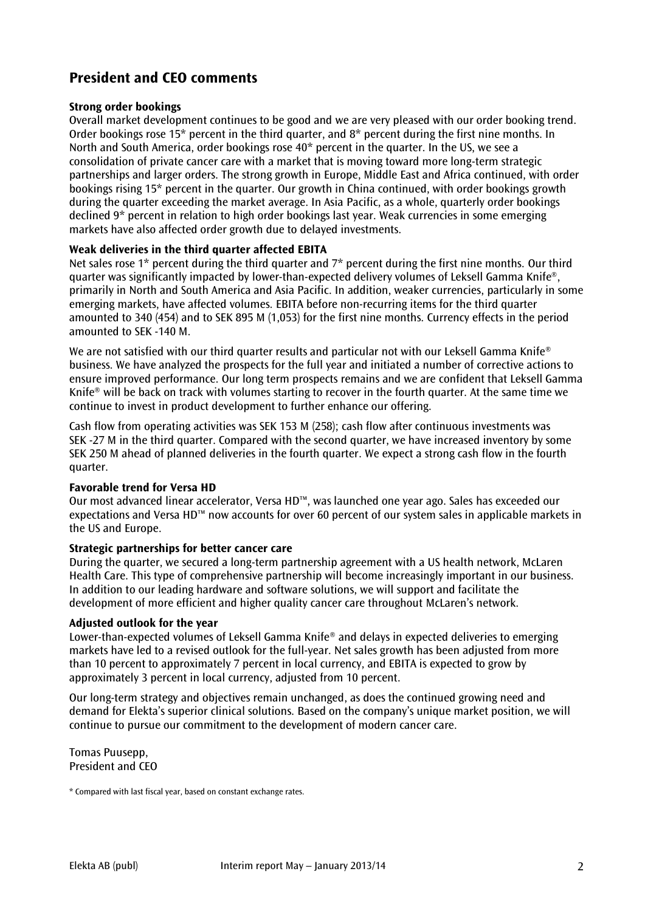## President and CEO comments

**Strong order bookings**

Overall market development continues to be good and we are very pleased with our order booking trend. Order bookings rose 15* percent in the third quarter, and 8* percent during the first nine months. In North and South America, order bookings rose 40* percent in the quarter. In the US, we see a consolidation of private cancer care with a market that is moving toward more long-term strategic partnerships and larger orders. The strong growth in Europe, Middle East and Africa continued, with order bookings rising 15* percent in the quarter. Our growth in China continued, with order bookings growth during the quarter exceeding the market average. In Asia Pacific, as a whole, quarterly order bookings declined 9* percent in relation to high order bookings last year. Weak currencies in some emerging markets have also affected order growth due to delayed investments.

**Weak deliveries in the third quarter affected EBITA**

Net sales rose 1* percent during the third quarter and 7* percent during the first nine months. Our third quarter was significantly impacted by lower-than-expected delivery volumes of Leksell Gamma Knife®, primarily in North and South America and Asia Pacific. In addition, weaker currencies, particularly in some emerging markets, have affected volumes. EBITA before non-recurring items for the third quarter amounted to 340 (454) and to SEK 895 M (1,053) for the first nine months. Currency effects in the period amounted to SEK -140 M.

We are not satisfied with our third quarter results and particular not with our Leksell Gamma Knife® business. We have analyzed the prospects for the full year and initiated a number of corrective actions to ensure improved performance. Our long term prospects remains and we are confident that Leksell Gamma Knife® will be back on track with volumes starting to recover in the fourth quarter. At the same time we continue to invest in product development to further enhance our offering.

Cash flow from operating activities was SEK 153 M (258); cash flow after continuous investments was SEK -27 M in the third quarter. Compared with the second quarter, we have increased inventory by some SEK 250 M ahead of planned deliveries in the fourth quarter. We expect a strong cash flow in the fourth quarter.

**Favorable trend for Versa HD**

Our most advanced linear accelerator, Versa HD™, was launched one year ago. Sales has exceeded our expectations and Versa HD™ now accounts for over 60 percent of our system sales in applicable markets in the US and Europe.

**Strategic partnerships for better cancer care**

During the quarter, we secured a long-term partnership agreement with a US health network, McLaren Health Care. This type of comprehensive partnership will become increasingly important in our business. In addition to our leading hardware and software solutions, we will support and facilitate the development of more efficient and higher quality cancer care throughout McLaren's network.

**Adjusted outlook for the year**

Lower-than-expected volumes of Leksell Gamma Knife® and delays in expected deliveries to emerging markets have led to a revised outlook for the full-year. Net sales growth has been adjusted from more than 10 percent to approximately 7 percent in local currency, and EBITA is expected to grow by approximately 3 percent in local currency, adjusted from 10 percent.

Our long-term strategy and objectives remain unchanged, as does the continued growing need and demand for Elekta's superior clinical solutions. Based on the company's unique market position, we will continue to pursue our commitment to the development of modern cancer care.

Tomas Puusepp,
President and CEO

\* Compared with last fiscal year, based on constant exchange rates.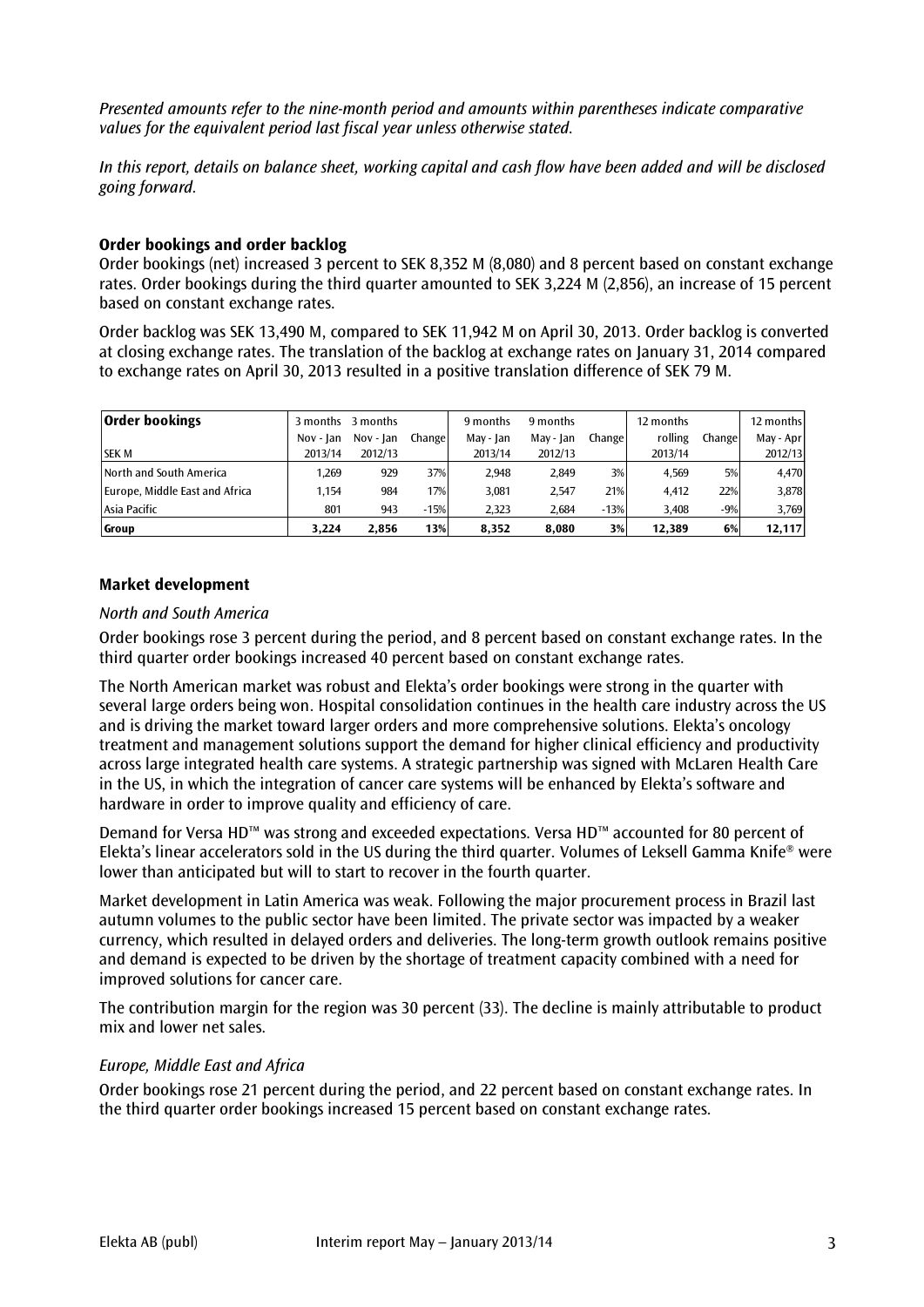*Presented amounts refer to the nine-month period and amounts within parentheses indicate comparative values for the equivalent period last fiscal year unless otherwise stated.*

*In this report, details on balance sheet, working capital and cash flow have been added and will be disclosed going forward.*

### Order bookings and order backlog

Order bookings (net) increased 3 percent to SEK 8,352 M (8,080) and 8 percent based on constant exchange rates. Order bookings during the third quarter amounted to SEK 3,224 M (2,856), an increase of 15 percent based on constant exchange rates.

Order backlog was SEK 13,490 M, compared to SEK 11,942 M on April 30, 2013. Order backlog is converted at closing exchange rates. The translation of the backlog at exchange rates on January 31, 2014 compared to exchange rates on April 30, 2013 resulted in a positive translation difference of SEK 79 M.

| **Order bookings** SEK M | 3 months Nov - Jan 2013/14 | 3 months Nov - Jan 2012/13 | Change | 9 months May - Jan 2013/14 | 9 months May - Jan 2012/13 | Change | 12 months rolling 2013/14 | Change | 12 months May - Apr 2012/13 |
|---|---|---|---|---|---|---|---|---|---|
| North and South America | 1,269 | 929 | 37% | 2,948 | 2,849 | 3% | 4,569 | 5% | 4,470 |
| Europe, Middle East and Africa | 1,154 | 984 | 17% | 3,081 | 2,547 | 21% | 4,412 | 22% | 3,878 |
| Asia Pacific | 801 | 943 | -15% | 2,323 | 2,684 | -13% | 3,408 | -9% | 3,769 |
| **Group** | **3,224** | **2,856** | **13%** | **8,352** | **8,080** | **3%** | **12,389** | **6%** | **12,117** |

### Market development

*North and South America*

Order bookings rose 3 percent during the period, and 8 percent based on constant exchange rates. In the third quarter order bookings increased 40 percent based on constant exchange rates.

The North American market was robust and Elekta's order bookings were strong in the quarter with several large orders being won. Hospital consolidation continues in the health care industry across the US and is driving the market toward larger orders and more comprehensive solutions. Elekta's oncology treatment and management solutions support the demand for higher clinical efficiency and productivity across large integrated health care systems. A strategic partnership was signed with McLaren Health Care in the US, in which the integration of cancer care systems will be enhanced by Elekta's software and hardware in order to improve quality and efficiency of care.

Demand for Versa HD™ was strong and exceeded expectations. Versa HD™ accounted for 80 percent of Elekta's linear accelerators sold in the US during the third quarter. Volumes of Leksell Gamma Knife® were lower than anticipated but will to start to recover in the fourth quarter.

Market development in Latin America was weak. Following the major procurement process in Brazil last autumn volumes to the public sector have been limited. The private sector was impacted by a weaker currency, which resulted in delayed orders and deliveries. The long-term growth outlook remains positive and demand is expected to be driven by the shortage of treatment capacity combined with a need for improved solutions for cancer care.

The contribution margin for the region was 30 percent (33). The decline is mainly attributable to product mix and lower net sales.

*Europe, Middle East and Africa*

Order bookings rose 21 percent during the period, and 22 percent based on constant exchange rates. In the third quarter order bookings increased 15 percent based on constant exchange rates.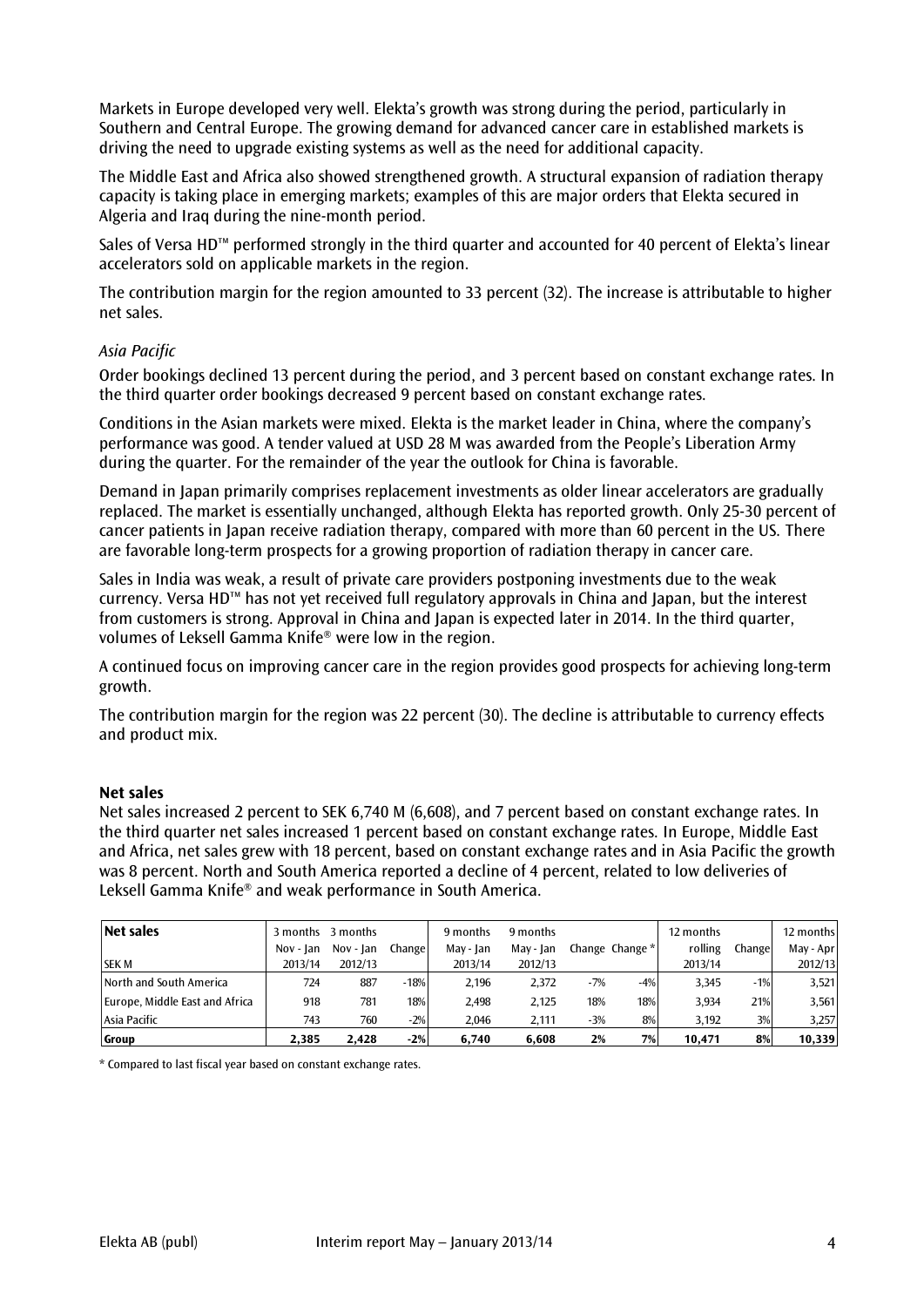Markets in Europe developed very well. Elekta's growth was strong during the period, particularly in Southern and Central Europe. The growing demand for advanced cancer care in established markets is driving the need to upgrade existing systems as well as the need for additional capacity.

The Middle East and Africa also showed strengthened growth. A structural expansion of radiation therapy capacity is taking place in emerging markets; examples of this are major orders that Elekta secured in Algeria and Iraq during the nine-month period.

Sales of Versa HD™ performed strongly in the third quarter and accounted for 40 percent of Elekta's linear accelerators sold on applicable markets in the region.

The contribution margin for the region amounted to 33 percent (32). The increase is attributable to higher net sales.

*Asia Pacific*

Order bookings declined 13 percent during the period, and 3 percent based on constant exchange rates. In the third quarter order bookings decreased 9 percent based on constant exchange rates.

Conditions in the Asian markets were mixed. Elekta is the market leader in China, where the company's performance was good. A tender valued at USD 28 M was awarded from the People's Liberation Army during the quarter. For the remainder of the year the outlook for China is favorable.

Demand in Japan primarily comprises replacement investments as older linear accelerators are gradually replaced. The market is essentially unchanged, although Elekta has reported growth. Only 25-30 percent of cancer patients in Japan receive radiation therapy, compared with more than 60 percent in the US. There are favorable long-term prospects for a growing proportion of radiation therapy in cancer care.

Sales in India was weak, a result of private care providers postponing investments due to the weak currency. Versa HD™ has not yet received full regulatory approvals in China and Japan, but the interest from customers is strong. Approval in China and Japan is expected later in 2014. In the third quarter, volumes of Leksell Gamma Knife® were low in the region.

A continued focus on improving cancer care in the region provides good prospects for achieving long-term growth.

The contribution margin for the region was 22 percent (30). The decline is attributable to currency effects and product mix.

### Net sales

Net sales increased 2 percent to SEK 6,740 M (6,608), and 7 percent based on constant exchange rates. In the third quarter net sales increased 1 percent based on constant exchange rates. In Europe, Middle East and Africa, net sales grew with 18 percent, based on constant exchange rates and in Asia Pacific the growth was 8 percent. North and South America reported a decline of 4 percent, related to low deliveries of Leksell Gamma Knife® and weak performance in South America.

| **Net sales**<br>SEK M | 3 months<br>Nov - Jan<br>2013/14 | 3 months<br>Nov - Jan<br>2012/13 | Change | 9 months<br>May - Jan<br>2013/14 | 9 months<br>May - Jan<br>2012/13 | Change | Change * | 12 months<br>rolling<br>2013/14 | Change | 12 months<br>May - Apr<br>2012/13 |
|---|---|---|---|---|---|---|---|---|---|---|
| North and South America | 724 | 887 | -18% | 2,196 | 2,372 | -7% | -4% | 3,345 | -1% | 3,521 |
| Europe, Middle East and Africa | 918 | 781 | 18% | 2,498 | 2,125 | 18% | 18% | 3,934 | 21% | 3,561 |
| Asia Pacific | 743 | 760 | -2% | 2,046 | 2,111 | -3% | 8% | 3,192 | 3% | 3,257 |
| **Group** | **2,385** | **2,428** | **-2%** | **6,740** | **6,608** | **2%** | **7%** | **10,471** | **8%** | **10,339** |

\* Compared to last fiscal year based on constant exchange rates.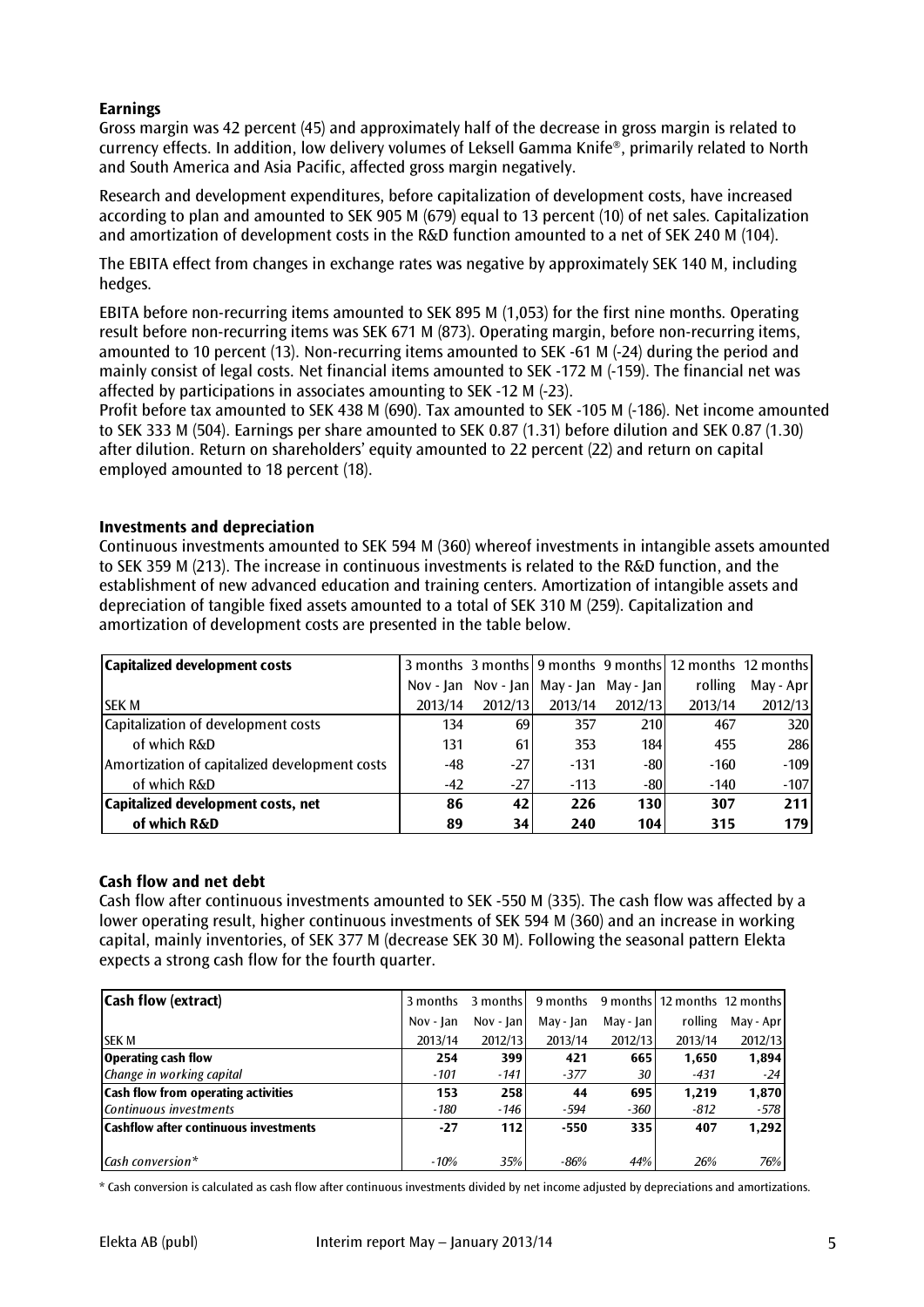## Earnings

Gross margin was 42 percent (45) and approximately half of the decrease in gross margin is related to currency effects. In addition, low delivery volumes of Leksell Gamma Knife®, primarily related to North and South America and Asia Pacific, affected gross margin negatively.

Research and development expenditures, before capitalization of development costs, have increased according to plan and amounted to SEK 905 M (679) equal to 13 percent (10) of net sales. Capitalization and amortization of development costs in the R&D function amounted to a net of SEK 240 M (104).

The EBITA effect from changes in exchange rates was negative by approximately SEK 140 M, including hedges.

EBITA before non-recurring items amounted to SEK 895 M (1,053) for the first nine months. Operating result before non-recurring items was SEK 671 M (873). Operating margin, before non-recurring items, amounted to 10 percent (13). Non-recurring items amounted to SEK -61 M (-24) during the period and mainly consist of legal costs. Net financial items amounted to SEK -172 M (-159). The financial net was affected by participations in associates amounting to SEK -12 M (-23).
Profit before tax amounted to SEK 438 M (690). Tax amounted to SEK -105 M (-186). Net income amounted to SEK 333 M (504). Earnings per share amounted to SEK 0.87 (1.31) before dilution and SEK 0.87 (1.30) after dilution. Return on shareholders' equity amounted to 22 percent (22) and return on capital employed amounted to 18 percent (18).

## Investments and depreciation

Continuous investments amounted to SEK 594 M (360) whereof investments in intangible assets amounted to SEK 359 M (213). The increase in continuous investments is related to the R&D function, and the establishment of new advanced education and training centers. Amortization of intangible assets and depreciation of tangible fixed assets amounted to a total of SEK 310 M (259). Capitalization and amortization of development costs are presented in the table below.

| **Capitalized development costs** | 3 months | 3 months | 9 months | 9 months | 12 months | 12 months |
|---|---|---|---|---|---|---|
| | Nov - Jan | Nov - Jan | May - Jan | May - Jan | rolling | May - Apr |
| SEK M | 2013/14 | 2012/13 | 2013/14 | 2012/13 | 2013/14 | 2012/13 |
| Capitalization of development costs | 134 | 69 | 357 | 210 | 467 | 320 |
| of which R&D | 131 | 61 | 353 | 184 | 455 | 286 |
| Amortization of capitalized development costs | -48 | -27 | -131 | -80 | -160 | -109 |
| of which R&D | -42 | -27 | -113 | -80 | -140 | -107 |
| **Capitalized development costs, net** | **86** | **42** | **226** | **130** | **307** | **211** |
| **of which R&D** | **89** | **34** | **240** | **104** | **315** | **179** |

## Cash flow and net debt

Cash flow after continuous investments amounted to SEK -550 M (335). The cash flow was affected by a lower operating result, higher continuous investments of SEK 594 M (360) and an increase in working capital, mainly inventories, of SEK 377 M (decrease SEK 30 M). Following the seasonal pattern Elekta expects a strong cash flow for the fourth quarter.

| **Cash flow (extract)** | 3 months | 3 months | 9 months | 9 months | 12 months | 12 months |
|---|---|---|---|---|---|---|
| | Nov - Jan | Nov - Jan | May - Jan | May - Jan | rolling | May - Apr |
| SEK M | 2013/14 | 2012/13 | 2013/14 | 2012/13 | 2013/14 | 2012/13 |
| **Operating cash flow** | **254** | **399** | **421** | **665** | **1,650** | **1,894** |
| *Change in working capital* | *-101* | *-141* | *-377* | *30* | *-431* | *-24* |
| **Cash flow from operating activities** | **153** | **258** | **44** | **695** | **1,219** | **1,870** |
| *Continuous investments* | *-180* | *-146* | *-594* | *-360* | *-812* | *-578* |
| **Cashflow after continuous investments** | **-27** | **112** | **-550** | **335** | **407** | **1,292** |
| *Cash conversion\** | *-10%* | *35%* | *-86%* | *44%* | *26%* | *76%* |

\* Cash conversion is calculated as cash flow after continuous investments divided by net income adjusted by depreciations and amortizations.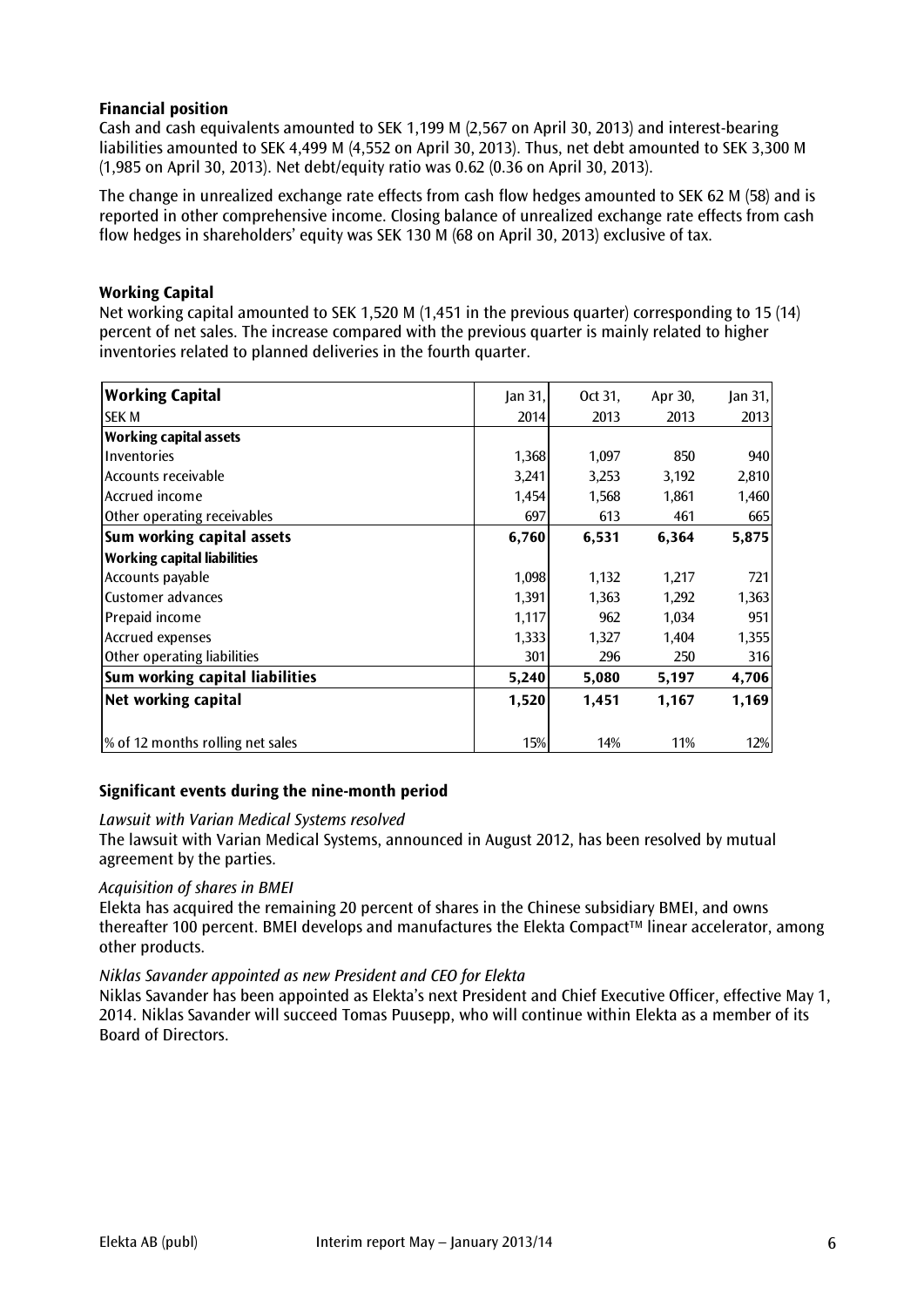### Financial position

Cash and cash equivalents amounted to SEK 1,199 M (2,567 on April 30, 2013) and interest-bearing liabilities amounted to SEK 4,499 M (4,552 on April 30, 2013). Thus, net debt amounted to SEK 3,300 M (1,985 on April 30, 2013). Net debt/equity ratio was 0.62 (0.36 on April 30, 2013).

The change in unrealized exchange rate effects from cash flow hedges amounted to SEK 62 M (58) and is reported in other comprehensive income. Closing balance of unrealized exchange rate effects from cash flow hedges in shareholders' equity was SEK 130 M (68 on April 30, 2013) exclusive of tax.

### Working Capital

Net working capital amounted to SEK 1,520 M (1,451 in the previous quarter) corresponding to 15 (14) percent of net sales. The increase compared with the previous quarter is mainly related to higher inventories related to planned deliveries in the fourth quarter.

| **Working Capital** | Jan 31, | Oct 31, | Apr 30, | Jan 31, |
|---|---|---|---|---|
| SEK M | 2014 | 2013 | 2013 | 2013 |
| **Working capital assets** | | | | |
| Inventories | 1,368 | 1,097 | 850 | 940 |
| Accounts receivable | 3,241 | 3,253 | 3,192 | 2,810 |
| Accrued income | 1,454 | 1,568 | 1,861 | 1,460 |
| Other operating receivables | 697 | 613 | 461 | 665 |
| **Sum working capital assets** | **6,760** | **6,531** | **6,364** | **5,875** |
| **Working capital liabilities** | | | | |
| Accounts payable | 1,098 | 1,132 | 1,217 | 721 |
| Customer advances | 1,391 | 1,363 | 1,292 | 1,363 |
| Prepaid income | 1,117 | 962 | 1,034 | 951 |
| Accrued expenses | 1,333 | 1,327 | 1,404 | 1,355 |
| Other operating liabilities | 301 | 296 | 250 | 316 |
| **Sum working capital liabilities** | **5,240** | **5,080** | **5,197** | **4,706** |
| **Net working capital** | **1,520** | **1,451** | **1,167** | **1,169** |
| % of 12 months rolling net sales | 15% | 14% | 11% | 12% |

### Significant events during the nine-month period

*Lawsuit with Varian Medical Systems resolved*

The lawsuit with Varian Medical Systems, announced in August 2012, has been resolved by mutual agreement by the parties.

*Acquisition of shares in BMEI*

Elekta has acquired the remaining 20 percent of shares in the Chinese subsidiary BMEI, and owns thereafter 100 percent. BMEI develops and manufactures the Elekta Compact™ linear accelerator, among other products.

*Niklas Savander appointed as new President and CEO for Elekta*

Niklas Savander has been appointed as Elekta's next President and Chief Executive Officer, effective May 1, 2014. Niklas Savander will succeed Tomas Puusepp, who will continue within Elekta as a member of its Board of Directors.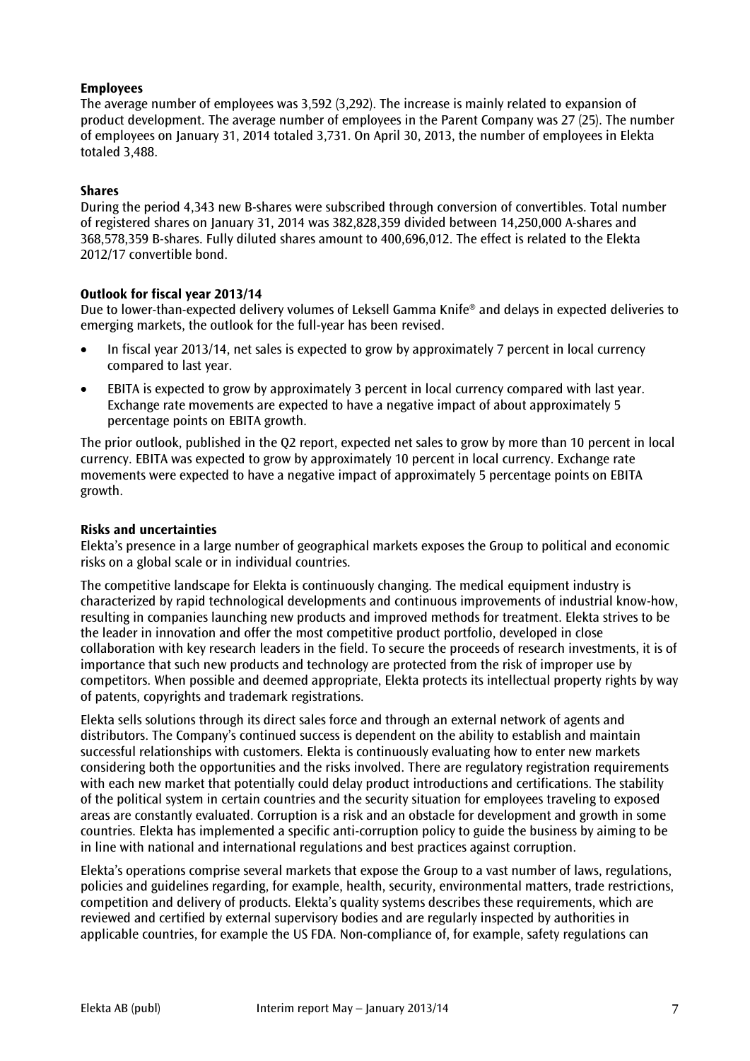### Employees

The average number of employees was 3,592 (3,292). The increase is mainly related to expansion of product development. The average number of employees in the Parent Company was 27 (25). The number of employees on January 31, 2014 totaled 3,731. On April 30, 2013, the number of employees in Elekta totaled 3,488.

### Shares

During the period 4,343 new B-shares were subscribed through conversion of convertibles. Total number of registered shares on January 31, 2014 was 382,828,359 divided between 14,250,000 A-shares and 368,578,359 B-shares. Fully diluted shares amount to 400,696,012. The effect is related to the Elekta 2012/17 convertible bond.

### Outlook for fiscal year 2013/14

Due to lower-than-expected delivery volumes of Leksell Gamma Knife® and delays in expected deliveries to emerging markets, the outlook for the full-year has been revised.

- In fiscal year 2013/14, net sales is expected to grow by approximately 7 percent in local currency compared to last year.
- EBITA is expected to grow by approximately 3 percent in local currency compared with last year. Exchange rate movements are expected to have a negative impact of about approximately 5 percentage points on EBITA growth.

The prior outlook, published in the Q2 report, expected net sales to grow by more than 10 percent in local currency. EBITA was expected to grow by approximately 10 percent in local currency. Exchange rate movements were expected to have a negative impact of approximately 5 percentage points on EBITA growth.

### Risks and uncertainties

Elekta's presence in a large number of geographical markets exposes the Group to political and economic risks on a global scale or in individual countries.

The competitive landscape for Elekta is continuously changing. The medical equipment industry is characterized by rapid technological developments and continuous improvements of industrial know-how, resulting in companies launching new products and improved methods for treatment. Elekta strives to be the leader in innovation and offer the most competitive product portfolio, developed in close collaboration with key research leaders in the field. To secure the proceeds of research investments, it is of importance that such new products and technology are protected from the risk of improper use by competitors. When possible and deemed appropriate, Elekta protects its intellectual property rights by way of patents, copyrights and trademark registrations.

Elekta sells solutions through its direct sales force and through an external network of agents and distributors. The Company's continued success is dependent on the ability to establish and maintain successful relationships with customers. Elekta is continuously evaluating how to enter new markets considering both the opportunities and the risks involved. There are regulatory registration requirements with each new market that potentially could delay product introductions and certifications. The stability of the political system in certain countries and the security situation for employees traveling to exposed areas are constantly evaluated. Corruption is a risk and an obstacle for development and growth in some countries. Elekta has implemented a specific anti-corruption policy to guide the business by aiming to be in line with national and international regulations and best practices against corruption.

Elekta's operations comprise several markets that expose the Group to a vast number of laws, regulations, policies and guidelines regarding, for example, health, security, environmental matters, trade restrictions, competition and delivery of products. Elekta's quality systems describes these requirements, which are reviewed and certified by external supervisory bodies and are regularly inspected by authorities in applicable countries, for example the US FDA. Non-compliance of, for example, safety regulations can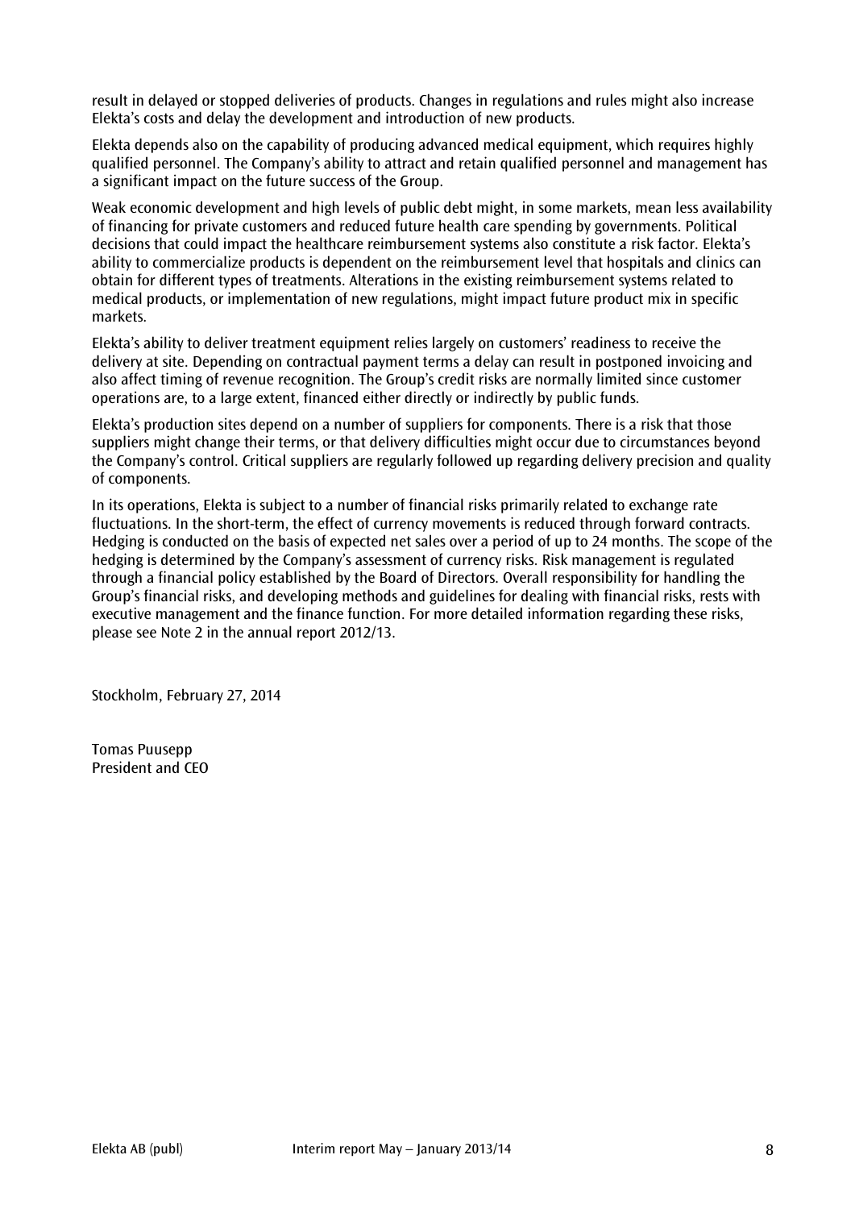result in delayed or stopped deliveries of products. Changes in regulations and rules might also increase Elekta's costs and delay the development and introduction of new products.

Elekta depends also on the capability of producing advanced medical equipment, which requires highly qualified personnel. The Company's ability to attract and retain qualified personnel and management has a significant impact on the future success of the Group.

Weak economic development and high levels of public debt might, in some markets, mean less availability of financing for private customers and reduced future health care spending by governments. Political decisions that could impact the healthcare reimbursement systems also constitute a risk factor. Elekta's ability to commercialize products is dependent on the reimbursement level that hospitals and clinics can obtain for different types of treatments. Alterations in the existing reimbursement systems related to medical products, or implementation of new regulations, might impact future product mix in specific markets.

Elekta's ability to deliver treatment equipment relies largely on customers' readiness to receive the delivery at site. Depending on contractual payment terms a delay can result in postponed invoicing and also affect timing of revenue recognition. The Group's credit risks are normally limited since customer operations are, to a large extent, financed either directly or indirectly by public funds.

Elekta's production sites depend on a number of suppliers for components. There is a risk that those suppliers might change their terms, or that delivery difficulties might occur due to circumstances beyond the Company's control. Critical suppliers are regularly followed up regarding delivery precision and quality of components.

In its operations, Elekta is subject to a number of financial risks primarily related to exchange rate fluctuations. In the short-term, the effect of currency movements is reduced through forward contracts. Hedging is conducted on the basis of expected net sales over a period of up to 24 months. The scope of the hedging is determined by the Company's assessment of currency risks. Risk management is regulated through a financial policy established by the Board of Directors. Overall responsibility for handling the Group's financial risks, and developing methods and guidelines for dealing with financial risks, rests with executive management and the finance function. For more detailed information regarding these risks, please see Note 2 in the annual report 2012/13.

Stockholm, February 27, 2014

Tomas Puusepp
President and CEO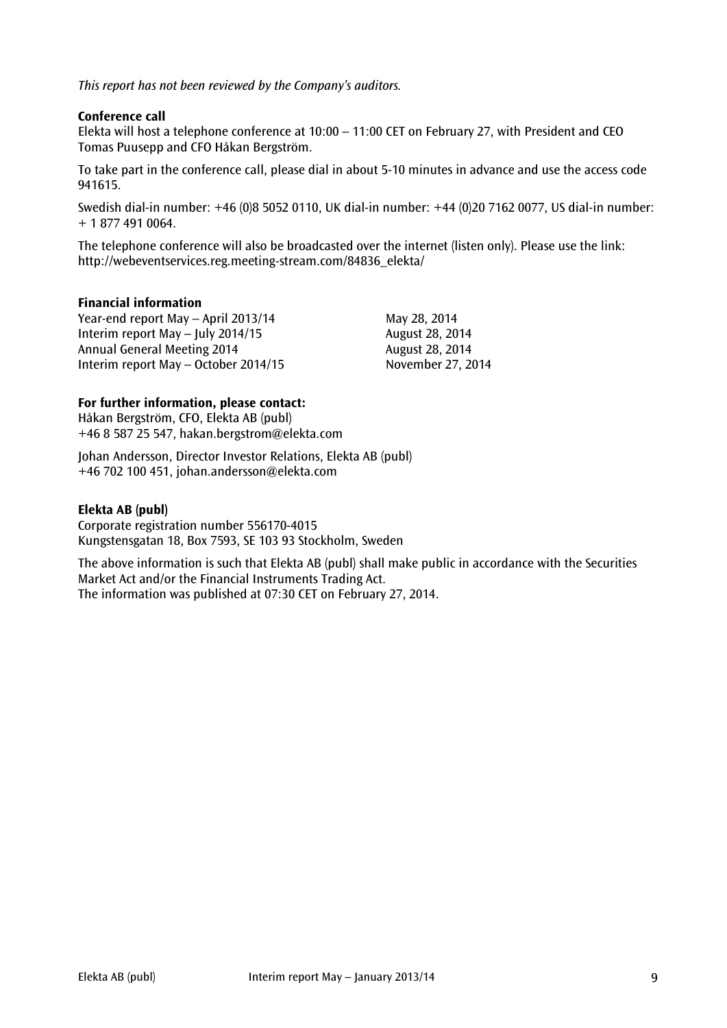*This report has not been reviewed by the Company's auditors.*

**Conference call**

Elekta will host a telephone conference at 10:00 – 11:00 CET on February 27, with President and CEO Tomas Puusepp and CFO Håkan Bergström.

To take part in the conference call, please dial in about 5-10 minutes in advance and use the access code 941615.

Swedish dial-in number: +46 (0)8 5052 0110, UK dial-in number: +44 (0)20 7162 0077, US dial-in number: + 1 877 491 0064.

The telephone conference will also be broadcasted over the internet (listen only). Please use the link: http://webeventservices.reg.meeting-stream.com/84836_elekta/

**Financial information**

| | |
|---|---|
| Year-end report May – April 2013/14 | May 28, 2014 |
| Interim report May – July 2014/15 | August 28, 2014 |
| Annual General Meeting 2014 | August 28, 2014 |
| Interim report May – October 2014/15 | November 27, 2014 |

**For further information, please contact:**

Håkan Bergström, CFO, Elekta AB (publ)
+46 8 587 25 547, hakan.bergstrom@elekta.com

Johan Andersson, Director Investor Relations, Elekta AB (publ)
+46 702 100 451, johan.andersson@elekta.com

**Elekta AB (publ)**

Corporate registration number 556170-4015
Kungstensgatan 18, Box 7593, SE 103 93 Stockholm, Sweden

The above information is such that Elekta AB (publ) shall make public in accordance with the Securities Market Act and/or the Financial Instruments Trading Act.
The information was published at 07:30 CET on February 27, 2014.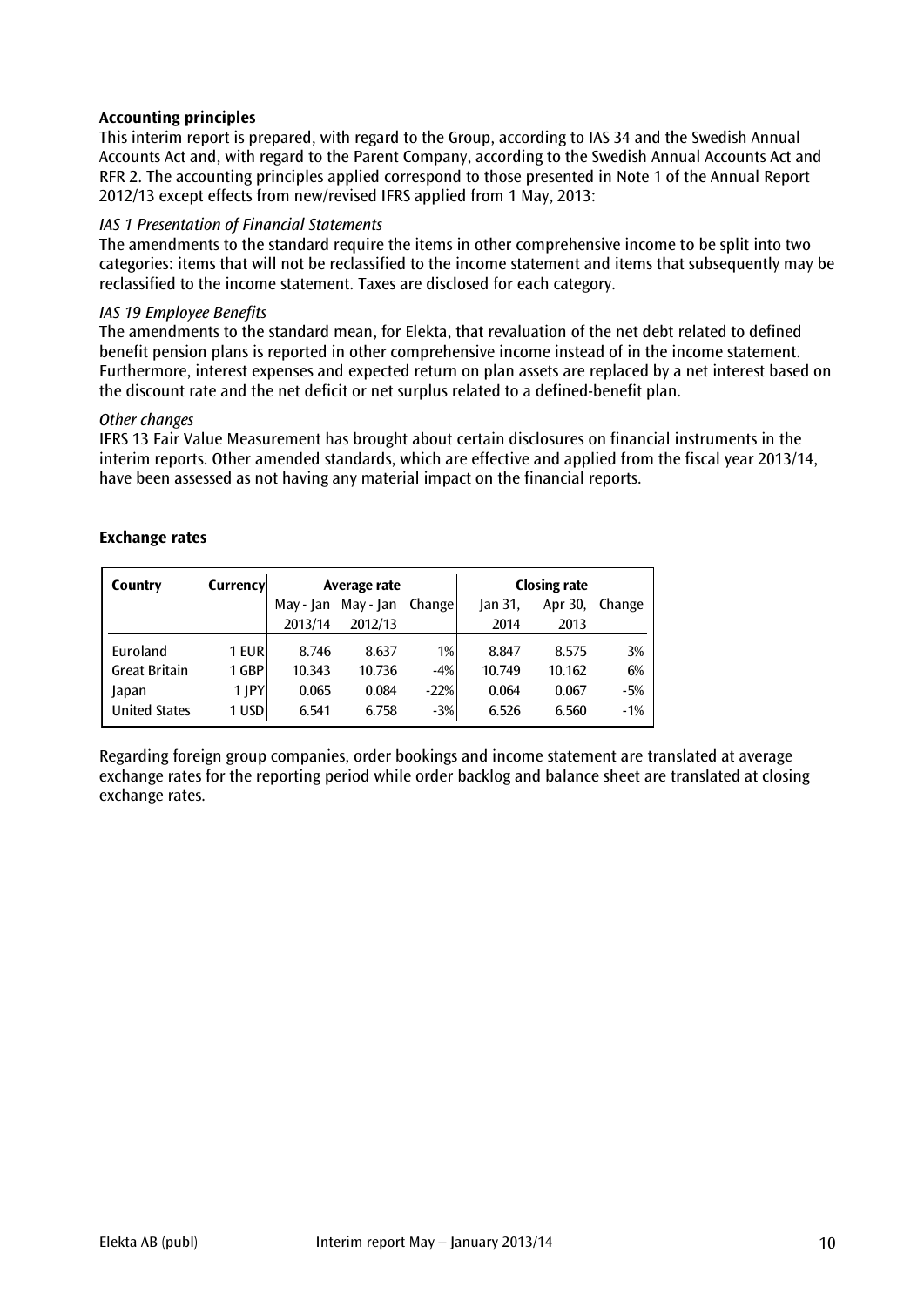### Accounting principles

This interim report is prepared, with regard to the Group, according to IAS 34 and the Swedish Annual Accounts Act and, with regard to the Parent Company, according to the Swedish Annual Accounts Act and RFR 2. The accounting principles applied correspond to those presented in Note 1 of the Annual Report 2012/13 except effects from new/revised IFRS applied from 1 May, 2013:

*IAS 1 Presentation of Financial Statements*

The amendments to the standard require the items in other comprehensive income to be split into two categories: items that will not be reclassified to the income statement and items that subsequently may be reclassified to the income statement. Taxes are disclosed for each category.

*IAS 19 Employee Benefits*

The amendments to the standard mean, for Elekta, that revaluation of the net debt related to defined benefit pension plans is reported in other comprehensive income instead of in the income statement. Furthermore, interest expenses and expected return on plan assets are replaced by a net interest based on the discount rate and the net deficit or net surplus related to a defined-benefit plan.

*Other changes*

IFRS 13 Fair Value Measurement has brought about certain disclosures on financial instruments in the interim reports. Other amended standards, which are effective and applied from the fiscal year 2013/14, have been assessed as not having any material impact on the financial reports.

### Exchange rates

| Country | Currency | Average rate | | | Closing rate | | |
|---|---|---|---|---|---|---|---|
| | | May - Jan 2013/14 | May - Jan 2012/13 | Change | Jan 31, 2014 | Apr 30, 2013 | Change |
| Euroland | 1 EUR | 8.746 | 8.637 | 1% | 8.847 | 8.575 | 3% |
| Great Britain | 1 GBP | 10.343 | 10.736 | -4% | 10.749 | 10.162 | 6% |
| Japan | 1 JPY | 0.065 | 0.084 | -22% | 0.064 | 0.067 | -5% |
| United States | 1 USD | 6.541 | 6.758 | -3% | 6.526 | 6.560 | -1% |

Regarding foreign group companies, order bookings and income statement are translated at average exchange rates for the reporting period while order backlog and balance sheet are translated at closing exchange rates.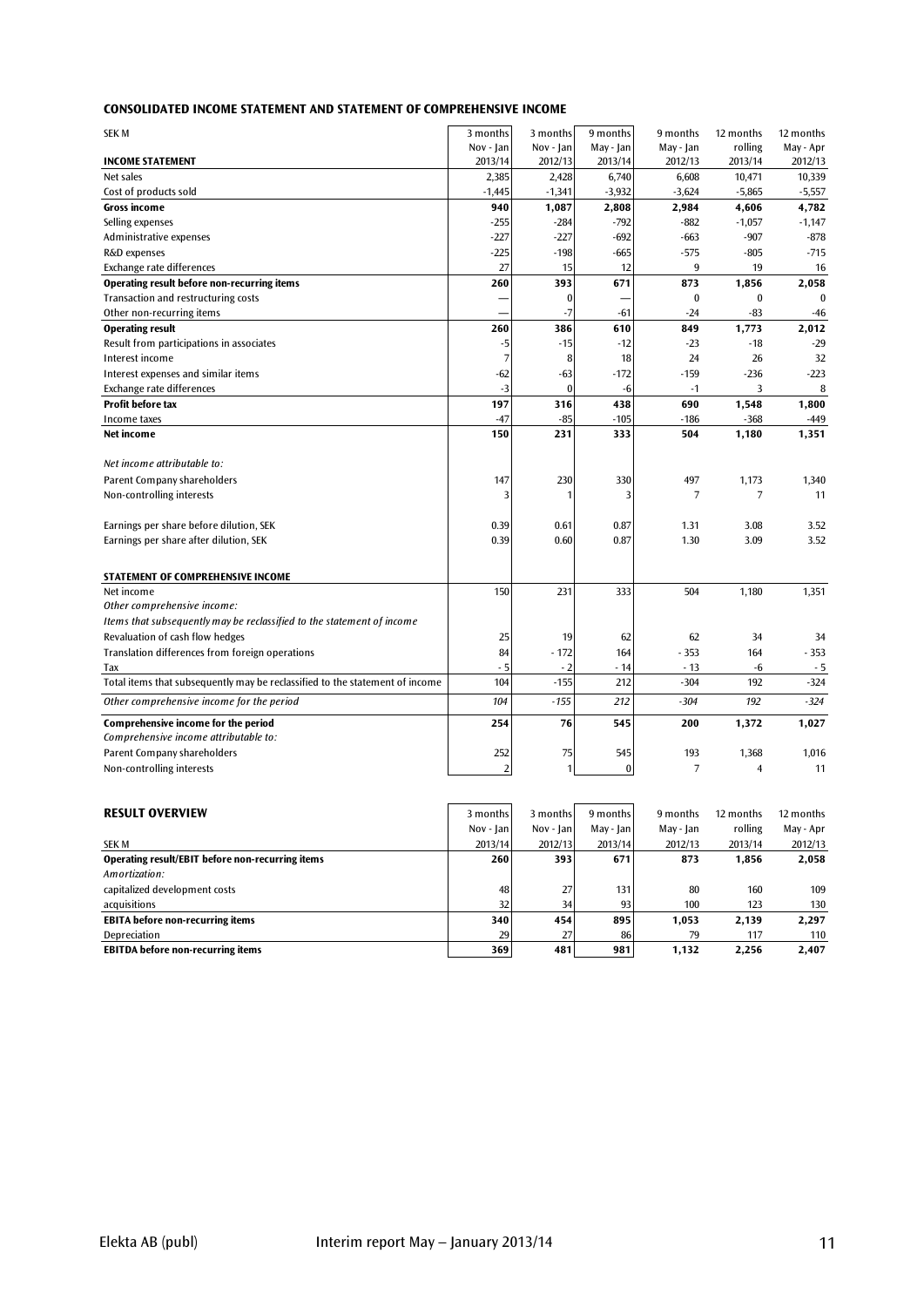### CONSOLIDATED INCOME STATEMENT AND STATEMENT OF COMPREHENSIVE INCOME

| SEK M | 3 months | 3 months | 9 months | 9 months | 12 months | 12 months |
|---|---|---|---|---|---|---|
| | Nov - Jan | Nov - Jan | May - Jan | May - Jan | rolling | May - Apr |
| **INCOME STATEMENT** | 2013/14 | 2012/13 | 2013/14 | 2012/13 | 2013/14 | 2012/13 |
| Net sales | 2,385 | 2,428 | 6,740 | 6,608 | 10,471 | 10,339 |
| Cost of products sold | -1,445 | -1,341 | -3,932 | -3,624 | -5,865 | -5,557 |
| **Gross income** | **940** | **1,087** | **2,808** | **2,984** | **4,606** | **4,782** |
| Selling expenses | -255 | -284 | -792 | -882 | -1,057 | -1,147 |
| Administrative expenses | -227 | -227 | -692 | -663 | -907 | -878 |
| R&D expenses | -225 | -198 | -665 | -575 | -805 | -715 |
| Exchange rate differences | 27 | 15 | 12 | 9 | 19 | 16 |
| **Operating result before non-recurring items** | **260** | **393** | **671** | **873** | **1,856** | **2,058** |
| Transaction and restructuring costs | — | 0 | — | 0 | 0 | 0 |
| Other non-recurring items | — | -7 | -61 | -24 | -83 | -46 |
| **Operating result** | **260** | **386** | **610** | **849** | **1,773** | **2,012** |
| Result from participations in associates | -5 | -15 | -12 | -23 | -18 | -29 |
| Interest income | 7 | 8 | 18 | 24 | 26 | 32 |
| Interest expenses and similar items | -62 | -63 | -172 | -159 | -236 | -223 |
| Exchange rate differences | -3 | 0 | -6 | -1 | 3 | 8 |
| **Profit before tax** | **197** | **316** | **438** | **690** | **1,548** | **1,800** |
| Income taxes | -47 | -85 | -105 | -186 | -368 | -449 |
| **Net income** | **150** | **231** | **333** | **504** | **1,180** | **1,351** |
| *Net income attributable to:* | | | | | | |
| Parent Company shareholders | 147 | 230 | 330 | 497 | 1,173 | 1,340 |
| Non-controlling interests | 3 | 1 | 3 | 7 | 7 | 11 |
| Earnings per share before dilution, SEK | 0.39 | 0.61 | 0.87 | 1.31 | 3.08 | 3.52 |
| Earnings per share after dilution, SEK | 0.39 | 0.60 | 0.87 | 1.30 | 3.09 | 3.52 |
| **STATEMENT OF COMPREHENSIVE INCOME** | | | | | | |
| Net income | 150 | 231 | 333 | 504 | 1,180 | 1,351 |
| *Other comprehensive income:* | | | | | | |
| *Items that subsequently may be reclassified to the statement of income* | | | | | | |
| Revaluation of cash flow hedges | 25 | 19 | 62 | 62 | 34 | 34 |
| Translation differences from foreign operations | 84 | - 172 | 164 | - 353 | 164 | - 353 |
| Tax | - 5 | - 2 | - 14 | - 13 | -6 | - 5 |
| Total items that subsequently may be reclassified to the statement of income | 104 | -155 | 212 | -304 | 192 | -324 |
| *Other comprehensive income for the period* | *104* | *-155* | *212* | *-304* | *192* | *-324* |
| **Comprehensive income for the period** | **254** | **76** | **545** | **200** | **1,372** | **1,027** |
| *Comprehensive income attributable to:* | | | | | | |
| Parent Company shareholders | 252 | 75 | 545 | 193 | 1,368 | 1,016 |
| Non-controlling interests | 2 | 1 | 0 | 7 | 4 | 11 |

### RESULT OVERVIEW

| | 3 months | 3 months | 9 months | 9 months | 12 months | 12 months |
|---|---|---|---|---|---|---|
| | Nov - Jan | Nov - Jan | May - Jan | May - Jan | rolling | May - Apr |
| SEK M | 2013/14 | 2012/13 | 2013/14 | 2012/13 | 2013/14 | 2012/13 |
| **Operating result/EBIT before non-recurring items** | **260** | **393** | **671** | **873** | **1,856** | **2,058** |
| *Amortization:* | | | | | | |
| capitalized development costs | 48 | 27 | 131 | 80 | 160 | 109 |
| acquisitions | 32 | 34 | 93 | 100 | 123 | 130 |
| **EBITA before non-recurring items** | **340** | **454** | **895** | **1,053** | **2,139** | **2,297** |
| Depreciation | 29 | 27 | 86 | 79 | 117 | 110 |
| **EBITDA before non-recurring items** | **369** | **481** | **981** | **1,132** | **2,256** | **2,407** |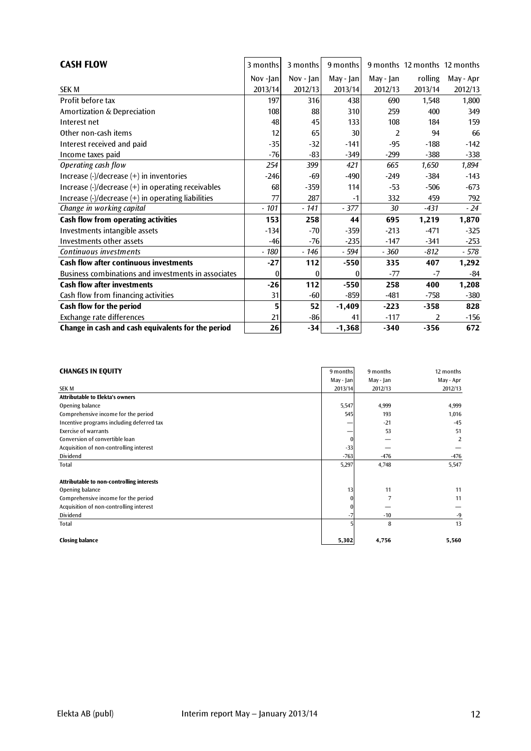## CASH FLOW

| SEK M | 3 months Nov -Jan 2013/14 | 3 months Nov - Jan 2012/13 | 9 months May - Jan 2013/14 | 9 months May - Jan 2012/13 | 12 months rolling 2013/14 | 12 months May - Apr 2012/13 |
|---|---|---|---|---|---|---|
| Profit before tax | 197 | 316 | 438 | 690 | 1,548 | 1,800 |
| Amortization & Depreciation | 108 | 88 | 310 | 259 | 400 | 349 |
| Interest net | 48 | 45 | 133 | 108 | 184 | 159 |
| Other non-cash items | 12 | 65 | 30 | 2 | 94 | 66 |
| Interest received and paid | -35 | -32 | -141 | -95 | -188 | -142 |
| Income taxes paid | -76 | -83 | -349 | -299 | -388 | -338 |
| *Operating cash flow* | *254* | *399* | *421* | *665* | *1,650* | *1,894* |
| Increase (-)/decrease (+) in inventories | -246 | -69 | -490 | -249 | -384 | -143 |
| Increase (-)/decrease (+) in operating receivables | 68 | -359 | 114 | -53 | -506 | -673 |
| Increase (-)/decrease (+) in operating liabilities | 77 | 287 | -1 | 332 | 459 | 792 |
| *Change in working capital* | *- 101* | *- 141* | *- 377* | *30* | *-431* | *- 24* |
| **Cash flow from operating activities** | **153** | **258** | **44** | **695** | **1,219** | **1,870** |
| Investments intangible assets | -134 | -70 | -359 | -213 | -471 | -325 |
| Investments other assets | -46 | -76 | -235 | -147 | -341 | -253 |
| *Continuous investments* | *- 180* | *- 146* | *- 594* | *- 360* | *-812* | *- 578* |
| **Cash flow after continuous investments** | **-27** | **112** | **-550** | **335** | **407** | **1,292** |
| Business combinations and investments in associates | 0 | 0 | 0 | -77 | -7 | -84 |
| **Cash flow after investments** | **-26** | **112** | **-550** | **258** | **400** | **1,208** |
| Cash flow from financing activities | 31 | -60 | -859 | -481 | -758 | -380 |
| **Cash flow for the period** | **5** | **52** | **-1,409** | **-223** | **-358** | **828** |
| Exchange rate differences | 21 | -86 | 41 | -117 | 2 | -156 |
| **Change in cash and cash equivalents for the period** | **26** | **-34** | **-1,368** | **-340** | **-356** | **672** |

## CHANGES IN EQUITY

| SEK M | 9 months May - Jan 2013/14 | 9 months May - Jan 2012/13 | 12 months May - Apr 2012/13 |
|---|---|---|---|
| **Attributable to Elekta's owners** | | | |
| Opening balance | 5,547 | 4,999 | 4,999 |
| Comprehensive income for the period | 545 | 193 | 1,016 |
| Incentive programs including deferred tax | — | -21 | -45 |
| Exercise of warrants | — | 53 | 51 |
| Conversion of convertible loan | 0 | — | 2 |
| Acquisition of non-controlling interest | -33 | — | — |
| Dividend | -763 | -476 | -476 |
| Total | 5,297 | 4,748 | 5,547 |
| | | | |
| **Attributable to non-controlling interests** | | | |
| Opening balance | 13 | 11 | 11 |
| Comprehensive income for the period | 0 | 7 | 11 |
| Acquisition of non-controlling interest | 0 | — | — |
| Dividend | -7 | -10 | -9 |
| Total | 5 | 8 | 13 |
| | | | |
| **Closing balance** | **5,302** | **4,756** | **5,560** |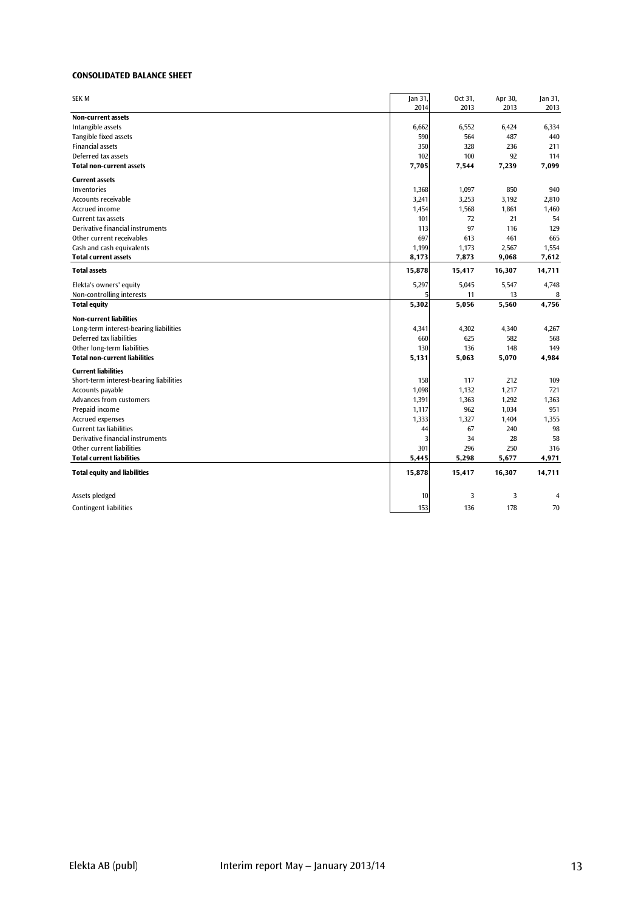**CONSOLIDATED BALANCE SHEET**

| SEK M | Jan 31, 2014 | Oct 31, 2013 | Apr 30, 2013 | Jan 31, 2013 |
|---|---|---|---|---|
| **Non-current assets** | | | | |
| Intangible assets | 6,662 | 6,552 | 6,424 | 6,334 |
| Tangible fixed assets | 590 | 564 | 487 | 440 |
| Financial assets | 350 | 328 | 236 | 211 |
| Deferred tax assets | 102 | 100 | 92 | 114 |
| **Total non-current assets** | **7,705** | **7,544** | **7,239** | **7,099** |
| **Current assets** | | | | |
| Inventories | 1,368 | 1,097 | 850 | 940 |
| Accounts receivable | 3,241 | 3,253 | 3,192 | 2,810 |
| Accrued income | 1,454 | 1,568 | 1,861 | 1,460 |
| Current tax assets | 101 | 72 | 21 | 54 |
| Derivative financial instruments | 113 | 97 | 116 | 129 |
| Other current receivables | 697 | 613 | 461 | 665 |
| Cash and cash equivalents | 1,199 | 1,173 | 2,567 | 1,554 |
| **Total current assets** | **8,173** | **7,873** | **9,068** | **7,612** |
| **Total assets** | **15,878** | **15,417** | **16,307** | **14,711** |
| Elekta's owners' equity | 5,297 | 5,045 | 5,547 | 4,748 |
| Non-controlling interests | 5 | 11 | 13 | 8 |
| **Total equity** | **5,302** | **5,056** | **5,560** | **4,756** |
| **Non-current liabilities** | | | | |
| Long-term interest-bearing liabilities | 4,341 | 4,302 | 4,340 | 4,267 |
| Deferred tax liabilities | 660 | 625 | 582 | 568 |
| Other long-term liabilities | 130 | 136 | 148 | 149 |
| **Total non-current liabilities** | **5,131** | **5,063** | **5,070** | **4,984** |
| **Current liabilities** | | | | |
| Short-term interest-bearing liabilities | 158 | 117 | 212 | 109 |
| Accounts payable | 1,098 | 1,132 | 1,217 | 721 |
| Advances from customers | 1,391 | 1,363 | 1,292 | 1,363 |
| Prepaid income | 1,117 | 962 | 1,034 | 951 |
| Accrued expenses | 1,333 | 1,327 | 1,404 | 1,355 |
| Current tax liabilities | 44 | 67 | 240 | 98 |
| Derivative financial instruments | 3 | 34 | 28 | 58 |
| Other current liabilities | 301 | 296 | 250 | 316 |
| **Total current liabilities** | **5,445** | **5,298** | **5,677** | **4,971** |
| **Total equity and liabilities** | **15,878** | **15,417** | **16,307** | **14,711** |
| Assets pledged | 10 | 3 | 3 | 4 |
| Contingent liabilities | 153 | 136 | 178 | 70 |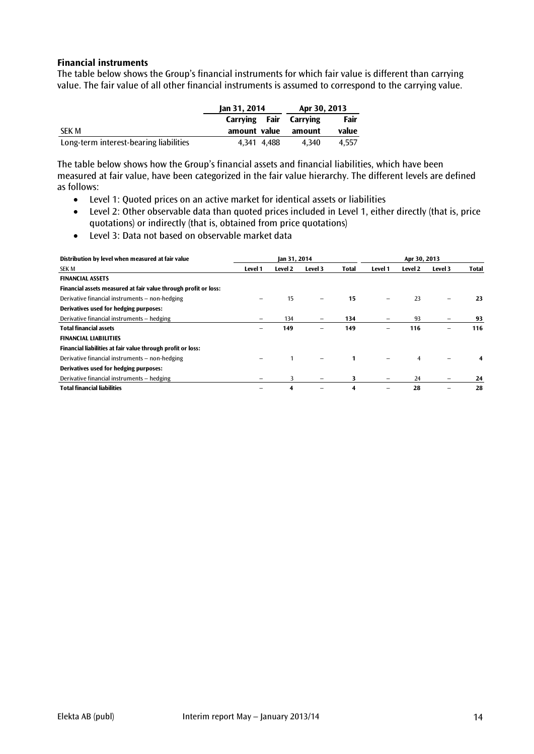### Financial instruments

The table below shows the Group's financial instruments for which fair value is different than carrying value. The fair value of all other financial instruments is assumed to correspond to the carrying value.

| | Jan 31, 2014 | | Apr 30, 2013 | |
|---|---|---|---|---|
| SEK M | Carrying amount | Fair value | Carrying amount | Fair value |
| Long-term interest-bearing liabilities | 4,341 | 4,488 | 4,340 | 4,557 |

The table below shows how the Group's financial assets and financial liabilities, which have been measured at fair value, have been categorized in the fair value hierarchy. The different levels are defined as follows:

- Level 1: Quoted prices on an active market for identical assets or liabilities
- Level 2: Other observable data than quoted prices included in Level 1, either directly (that is, price quotations) or indirectly (that is, obtained from price quotations)
- Level 3: Data not based on observable market data

| Distribution by level when measured at fair value | Jan 31, 2014 | | | | Apr 30, 2013 | | | |
|---|---|---|---|---|---|---|---|---|
| SEK M | Level 1 | Level 2 | Level 3 | Total | Level 1 | Level 2 | Level 3 | Total |
| **FINANCIAL ASSETS** | | | | | | | | |
| **Financial assets measured at fair value through profit or loss:** | | | | | | | | |
| Derivative financial instruments – non-hedging | – | 15 | – | **15** | – | 23 | – | **23** |
| **Derivatives used for hedging purposes:** | | | | | | | | |
| Derivative financial instruments – hedging | – | 134 | – | **134** | – | 93 | – | **93** |
| **Total financial assets** | – | **149** | – | **149** | – | **116** | – | **116** |
| **FINANCIAL LIABILITIES** | | | | | | | | |
| **Financial liabilities at fair value through profit or loss:** | | | | | | | | |
| Derivative financial instruments – non-hedging | – | 1 | – | **1** | – | 4 | – | **4** |
| **Derivatives used for hedging purposes:** | | | | | | | | |
| Derivative financial instruments – hedging | – | 3 | – | **3** | – | 24 | – | **24** |
| **Total financial liabilities** | – | **4** | – | **4** | – | **28** | – | **28** |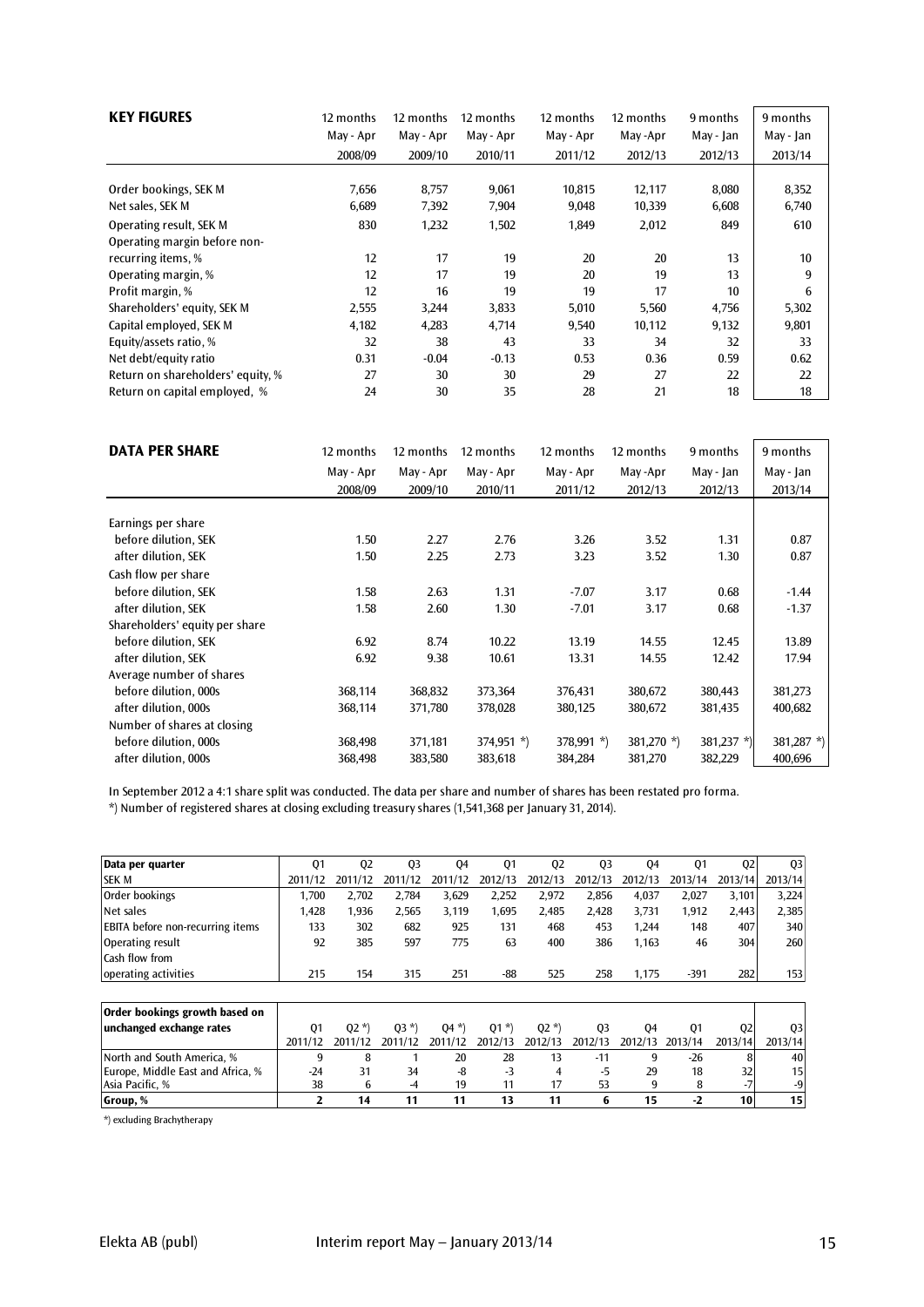## KEY FIGURES

| KEY FIGURES | 12 months May - Apr 2008/09 | 12 months May - Apr 2009/10 | 12 months May - Apr 2010/11 | 12 months May - Apr 2011/12 | 12 months May -Apr 2012/13 | 9 months May - Jan 2012/13 | 9 months May - Jan 2013/14 |
|---|---|---|---|---|---|---|---|
| Order bookings, SEK M | 7,656 | 8,757 | 9,061 | 10,815 | 12,117 | 8,080 | 8,352 |
| Net sales, SEK M | 6,689 | 7,392 | 7,904 | 9,048 | 10,339 | 6,608 | 6,740 |
| Operating result, SEK M | 830 | 1,232 | 1,502 | 1,849 | 2,012 | 849 | 610 |
| Operating margin before non-recurring items, % | 12 | 17 | 19 | 20 | 20 | 13 | 10 |
| Operating margin, % | 12 | 17 | 19 | 20 | 19 | 13 | 9 |
| Profit margin, % | 12 | 16 | 19 | 19 | 17 | 10 | 6 |
| Shareholders' equity, SEK M | 2,555 | 3,244 | 3,833 | 5,010 | 5,560 | 4,756 | 5,302 |
| Capital employed, SEK M | 4,182 | 4,283 | 4,714 | 9,540 | 10,112 | 9,132 | 9,801 |
| Equity/assets ratio, % | 32 | 38 | 43 | 33 | 34 | 32 | 33 |
| Net debt/equity ratio | 0.31 | -0.04 | -0.13 | 0.53 | 0.36 | 0.59 | 0.62 |
| Return on shareholders' equity, % | 27 | 30 | 30 | 29 | 27 | 22 | 22 |
| Return on capital employed, % | 24 | 30 | 35 | 28 | 21 | 18 | 18 |

## DATA PER SHARE

| DATA PER SHARE | 12 months May - Apr 2008/09 | 12 months May - Apr 2009/10 | 12 months May - Apr 2010/11 | 12 months May - Apr 2011/12 | 12 months May -Apr 2012/13 | 9 months May - Jan 2012/13 | 9 months May - Jan 2013/14 |
|---|---|---|---|---|---|---|---|
| Earnings per share | | | | | | | |
| before dilution, SEK | 1.50 | 2.27 | 2.76 | 3.26 | 3.52 | 1.31 | 0.87 |
| after dilution, SEK | 1.50 | 2.25 | 2.73 | 3.23 | 3.52 | 1.30 | 0.87 |
| Cash flow per share | | | | | | | |
| before dilution, SEK | 1.58 | 2.63 | 1.31 | -7.07 | 3.17 | 0.68 | -1.44 |
| after dilution, SEK | 1.58 | 2.60 | 1.30 | -7.01 | 3.17 | 0.68 | -1.37 |
| Shareholders' equity per share | | | | | | | |
| before dilution, SEK | 6.92 | 8.74 | 10.22 | 13.19 | 14.55 | 12.45 | 13.89 |
| after dilution, SEK | 6.92 | 9.38 | 10.61 | 13.31 | 14.55 | 12.42 | 17.94 |
| Average number of shares | | | | | | | |
| before dilution, 000s | 368,114 | 368,832 | 373,364 | 376,431 | 380,672 | 380,443 | 381,273 |
| after dilution, 000s | 368,114 | 371,780 | 378,028 | 380,125 | 380,672 | 381,435 | 400,682 |
| Number of shares at closing | | | | | | | |
| before dilution, 000s | 368,498 | 371,181 | 374,951 *) | 378,991 *) | 381,270 *) | 381,237 *) | 381,287 *) |
| after dilution, 000s | 368,498 | 383,580 | 383,618 | 384,284 | 381,270 | 382,229 | 400,696 |

In September 2012 a 4:1 share split was conducted. The data per share and number of shares has been restated pro forma.
*) Number of registered shares at closing excluding treasury shares (1,541,368 per January 31, 2014).

| Data per quarter SEK M | Q1 2011/12 | Q2 2011/12 | Q3 2011/12 | Q4 2011/12 | Q1 2012/13 | Q2 2012/13 | Q3 2012/13 | Q4 2012/13 | Q1 2013/14 | Q2 2013/14 | Q3 2013/14 |
|---|---|---|---|---|---|---|---|---|---|---|---|
| Order bookings | 1,700 | 2,702 | 2,784 | 3,629 | 2,252 | 2,972 | 2,856 | 4,037 | 2,027 | 3,101 | 3,224 |
| Net sales | 1,428 | 1,936 | 2,565 | 3,119 | 1,695 | 2,485 | 2,428 | 3,731 | 1,912 | 2,443 | 2,385 |
| EBITA before non-recurring items | 133 | 302 | 682 | 925 | 131 | 468 | 453 | 1,244 | 148 | 407 | 340 |
| Operating result | 92 | 385 | 597 | 775 | 63 | 400 | 386 | 1,163 | 46 | 304 | 260 |
| Cash flow from operating activities | 215 | 154 | 315 | 251 | -88 | 525 | 258 | 1,175 | -391 | 282 | 153 |

| Order bookings growth based on unchanged exchange rates | Q1 2011/12 | Q2 *) 2011/12 | Q3 *) 2011/12 | Q4 *) 2011/12 | Q1 *) 2012/13 | Q2 *) 2012/13 | Q3 2012/13 | Q4 2012/13 | Q1 2013/14 | Q2 2013/14 | Q3 2013/14 |
|---|---|---|---|---|---|---|---|---|---|---|---|
| North and South America, % | 9 | 8 | 1 | 20 | 28 | 13 | -11 | 9 | -26 | 8 | 40 |
| Europe, Middle East and Africa, % | -24 | 31 | 34 | -8 | -3 | 4 | -5 | 29 | 18 | 32 | 15 |
| Asia Pacific, % | 38 | 6 | -4 | 19 | 11 | 17 | 53 | 9 | 8 | -7 | -9 |
| **Group, %** | **2** | **14** | **11** | **11** | **13** | **11** | **6** | **15** | **-2** | **10** | **15** |

*) excluding Brachytherapy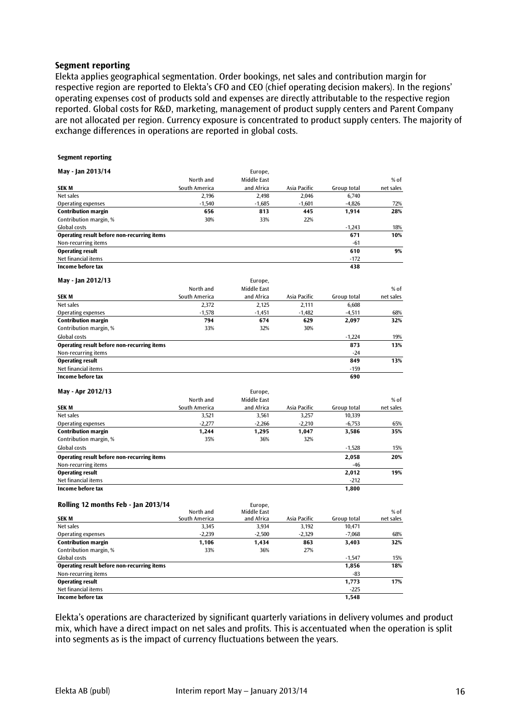## Segment reporting

Elekta applies geographical segmentation. Order bookings, net sales and contribution margin for respective region are reported to Elekta's CFO and CEO (chief operating decision makers). In the regions' operating expenses cost of products sold and expenses are directly attributable to the respective region reported. Global costs for R&D, marketing, management of product supply centers and Parent Company are not allocated per region. Currency exposure is concentrated to product supply centers. The majority of exchange differences in operations are reported in global costs.

**Segment reporting**

**May - Jan 2013/14**

| SEK M | North and South America | Europe, Middle East and Africa | Asia Pacific | Group total | % of net sales |
|---|---|---|---|---|---|
| Net sales | 2,196 | 2,498 | 2,046 | 6,740 | |
| Operating expenses | -1,540 | -1,685 | -1,601 | -4,826 | 72% |
| **Contribution margin** | **656** | **813** | **445** | **1,914** | **28%** |
| Contribution margin, % | 30% | 33% | 22% | | |
| Global costs | | | | -1,243 | 18% |
| **Operating result before non-recurring items** | | | | **671** | **10%** |
| Non-recurring items | | | | -61 | |
| **Operating result** | | | | **610** | **9%** |
| Net financial items | | | | -172 | |
| **Income before tax** | | | | **438** | |

**May - Jan 2012/13**

| SEK M | North and South America | Europe, Middle East and Africa | Asia Pacific | Group total | % of net sales |
|---|---|---|---|---|---|
| Net sales | 2,372 | 2,125 | 2,111 | 6,608 | |
| Operating expenses | -1,578 | -1,451 | -1,482 | -4,511 | 68% |
| **Contribution margin** | **794** | **674** | **629** | **2,097** | **32%** |
| Contribution margin, % | 33% | 32% | 30% | | |
| Global costs | | | | -1,224 | 19% |
| **Operating result before non-recurring items** | | | | **873** | **13%** |
| Non-recurring items | | | | -24 | |
| **Operating result** | | | | **849** | **13%** |
| Net financial items | | | | -159 | |
| **Income before tax** | | | | **690** | |

**May - Apr 2012/13**

| SEK M | North and South America | Europe, Middle East and Africa | Asia Pacific | Group total | % of net sales |
|---|---|---|---|---|---|
| Net sales | 3,521 | 3,561 | 3,257 | 10,339 | |
| Operating expenses | -2,277 | -2,266 | -2,210 | -6,753 | 65% |
| **Contribution margin** | **1,244** | **1,295** | **1,047** | **3,586** | **35%** |
| Contribution margin, % | 35% | 36% | 32% | | |
| Global costs | | | | -1,528 | 15% |
| **Operating result before non-recurring items** | | | | **2,058** | **20%** |
| Non-recurring items | | | | -46 | |
| **Operating result** | | | | **2,012** | **19%** |
| Net financial items | | | | -212 | |
| **Income before tax** | | | | **1,800** | |

**Rolling 12 months Feb - Jan 2013/14**

| SEK M | North and South America | Europe, Middle East and Africa | Asia Pacific | Group total | % of net sales |
|---|---|---|---|---|---|
| Net sales | 3,345 | 3,934 | 3,192 | 10,471 | |
| Operating expenses | -2,239 | -2,500 | -2,329 | -7,068 | 68% |
| **Contribution margin** | **1,106** | **1,434** | **863** | **3,403** | **32%** |
| Contribution margin, % | 33% | 36% | 27% | | |
| Global costs | | | | -1,547 | 15% |
| **Operating result before non-recurring items** | | | | **1,856** | **18%** |
| Non-recurring items | | | | -83 | |
| **Operating result** | | | | **1,773** | **17%** |
| Net financial items | | | | -225 | |
| **Income before tax** | | | | **1,548** | |

Elekta's operations are characterized by significant quarterly variations in delivery volumes and product mix, which have a direct impact on net sales and profits. This is accentuated when the operation is split into segments as is the impact of currency fluctuations between the years.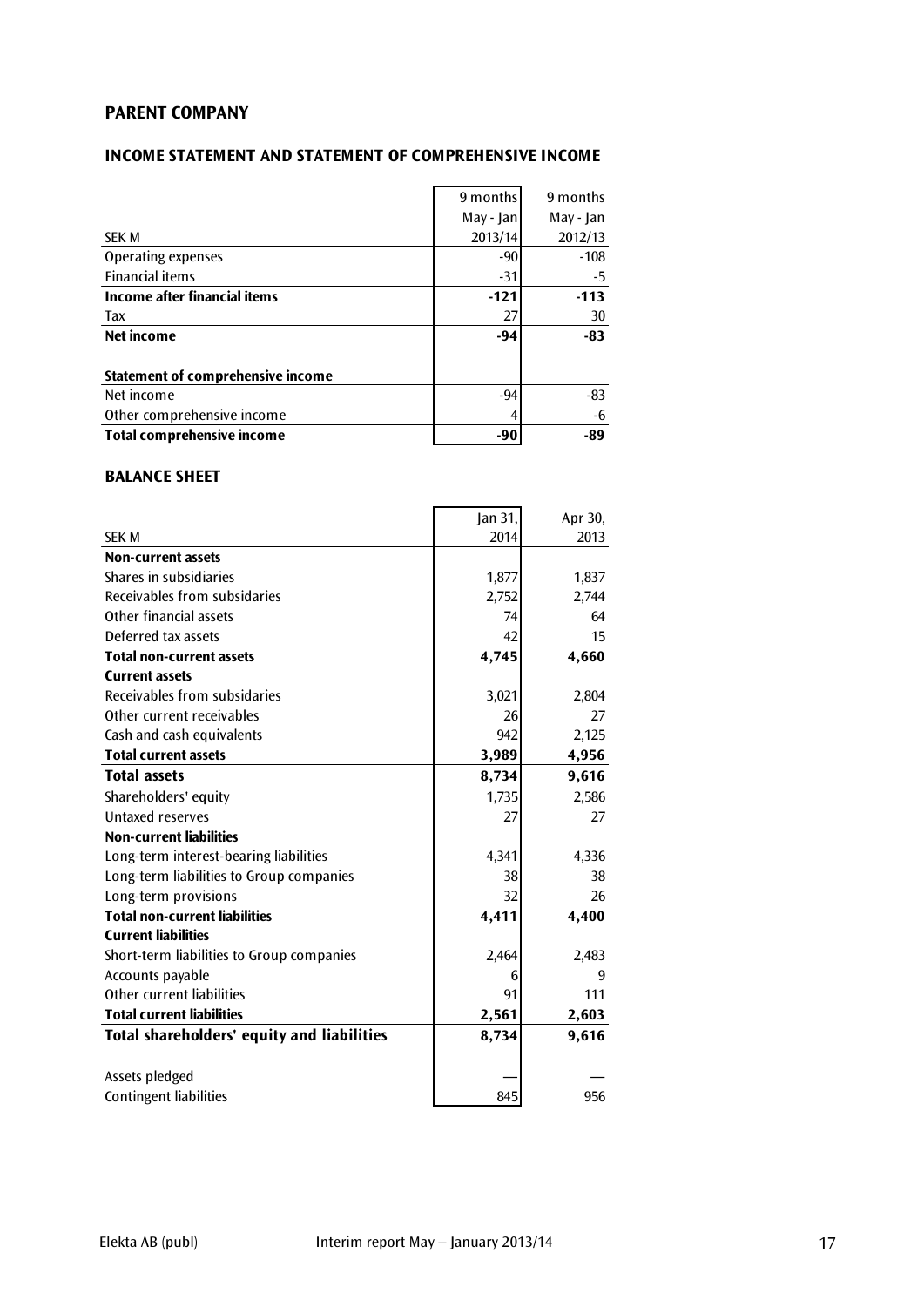## PARENT COMPANY

### INCOME STATEMENT AND STATEMENT OF COMPREHENSIVE INCOME

| SEK M | 9 months May - Jan 2013/14 | 9 months May - Jan 2012/13 |
|---|---|---|
| Operating expenses | -90 | -108 |
| Financial items | -31 | -5 |
| **Income after financial items** | **-121** | **-113** |
| Tax | 27 | 30 |
| **Net income** | **-94** | **-83** |
| | | |
| **Statement of comprehensive income** | | |
| Net income | -94 | -83 |
| Other comprehensive income | 4 | -6 |
| **Total comprehensive income** | **-90** | **-89** |

### BALANCE SHEET

| SEK M | Jan 31, 2014 | Apr 30, 2013 |
|---|---|---|
| **Non-current assets** | | |
| Shares in subsidiaries | 1,877 | 1,837 |
| Receivables from subsidaries | 2,752 | 2,744 |
| Other financial assets | 74 | 64 |
| Deferred tax assets | 42 | 15 |
| **Total non-current assets** | **4,745** | **4,660** |
| **Current assets** | | |
| Receivables from subsidaries | 3,021 | 2,804 |
| Other current receivables | 26 | 27 |
| Cash and cash equivalents | 942 | 2,125 |
| **Total current assets** | **3,989** | **4,956** |
| **Total assets** | **8,734** | **9,616** |
| Shareholders' equity | 1,735 | 2,586 |
| Untaxed reserves | 27 | 27 |
| **Non-current liabilities** | | |
| Long-term interest-bearing liabilities | 4,341 | 4,336 |
| Long-term liabilities to Group companies | 38 | 38 |
| Long-term provisions | 32 | 26 |
| **Total non-current liabilities** | **4,411** | **4,400** |
| **Current liabilities** | | |
| Short-term liabilities to Group companies | 2,464 | 2,483 |
| Accounts payable | 6 | 9 |
| Other current liabilities | 91 | 111 |
| **Total current liabilities** | **2,561** | **2,603** |
| **Total shareholders' equity and liabilities** | **8,734** | **9,616** |
| | | |
| Assets pledged | — | — |
| Contingent liabilities | 845 | 956 |